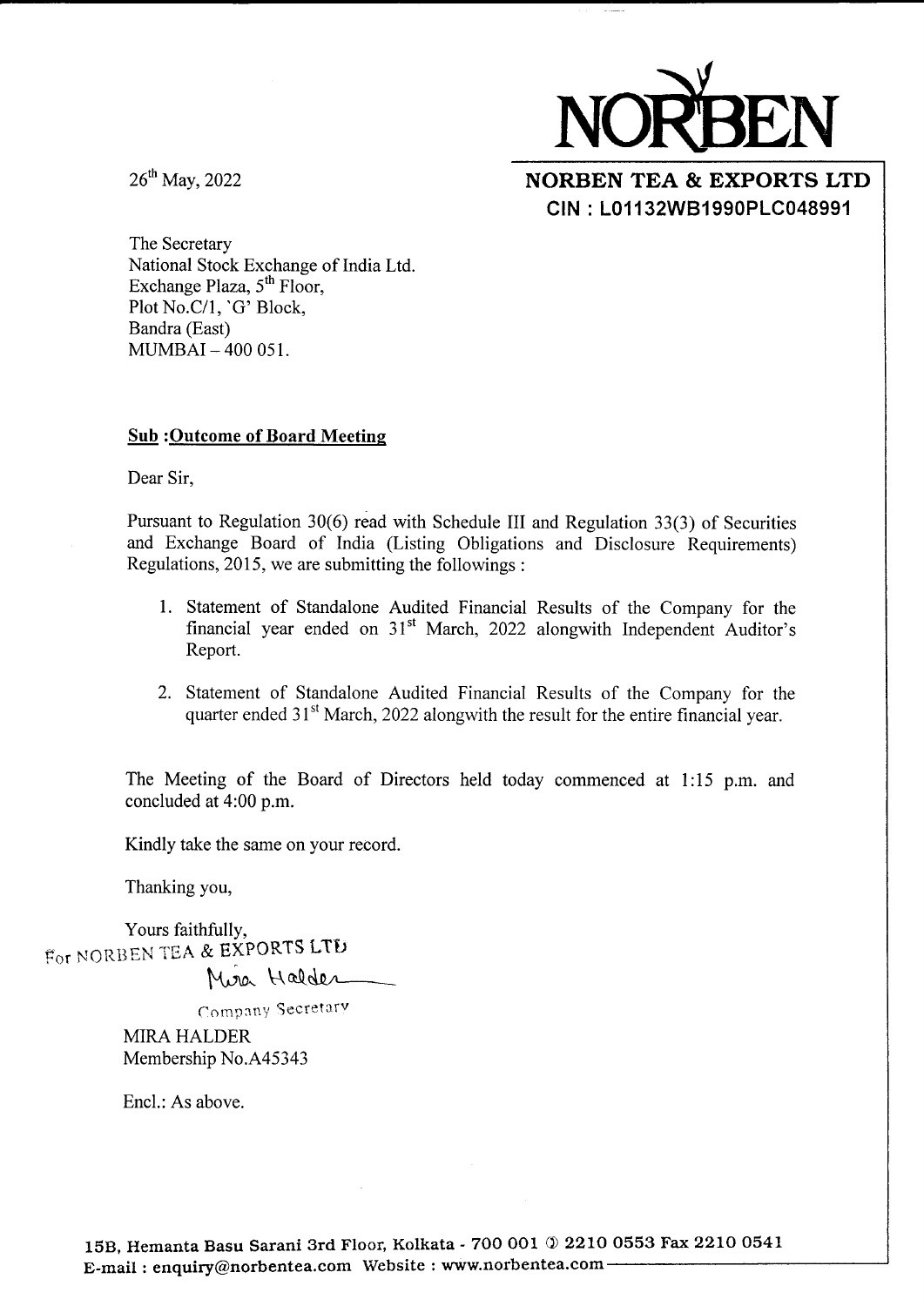# NORBEN

**NORBEN TEA & EXPORTS LTD**
**CIN : L01132WB1990PLC048991**

26th May, 2022

The Secretary
National Stock Exchange of India Ltd.
Exchange Plaza, 5th Floor,
Plot No.C/1, `G' Block,
Bandra (East)
MUMBAI – 400 051.

**Sub :Outcome of Board Meeting**

Dear Sir,

Pursuant to Regulation 30(6) read with Schedule III and Regulation 33(3) of Securities and Exchange Board of India (Listing Obligations and Disclosure Requirements) Regulations, 2015, we are submitting the followings :

1. Statement of Standalone Audited Financial Results of the Company for the financial year ended on 31st March, 2022 alongwith Independent Auditor's Report.

2. Statement of Standalone Audited Financial Results of the Company for the quarter ended 31st March, 2022 alongwith the result for the entire financial year.

The Meeting of the Board of Directors held today commenced at 1:15 p.m. and concluded at 4:00 p.m.

Kindly take the same on your record.

Thanking you,

Yours faithfully,
For NORBEN TEA & EXPORTS LTD

Mira Halder

Company Secretary

MIRA HALDER
Membership No.A45343

Encl.: As above.

15B, Hemanta Basu Sarani 3rd Floor, Kolkata - 700 001 ✆ 2210 0553 Fax 2210 0541
E-mail : enquiry@norbentea.com Website : www.norbentea.com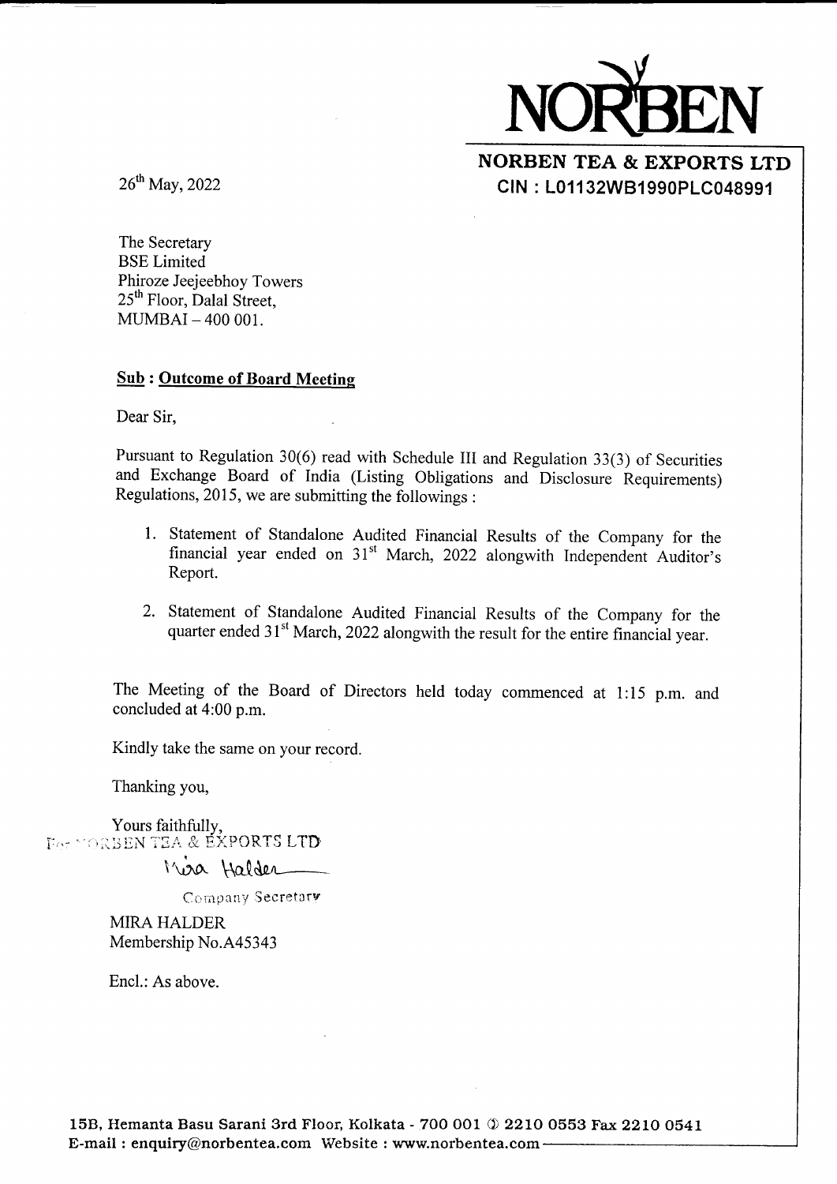NORBEN

**NORBEN TEA & EXPORTS LTD**
**CIN : L01132WB1990PLC048991**

26th May, 2022

The Secretary
BSE Limited
Phiroze Jeejeebhoy Towers
25th Floor, Dalal Street,
MUMBAI – 400 001.

**Sub : Outcome of Board Meeting**

Dear Sir,

Pursuant to Regulation 30(6) read with Schedule III and Regulation 33(3) of Securities and Exchange Board of India (Listing Obligations and Disclosure Requirements) Regulations, 2015, we are submitting the followings :

1. Statement of Standalone Audited Financial Results of the Company for the financial year ended on 31st March, 2022 alongwith Independent Auditor's Report.

2. Statement of Standalone Audited Financial Results of the Company for the quarter ended 31st March, 2022 alongwith the result for the entire financial year.

The Meeting of the Board of Directors held today commenced at 1:15 p.m. and concluded at 4:00 p.m.

Kindly take the same on your record.

Thanking you,

Yours faithfully,
For NORBEN TEA & EXPORTS LTD

Mira Halder
Company Secretary

MIRA HALDER
Membership No.A45343

Encl.: As above.

15B, Hemanta Basu Sarani 3rd Floor, Kolkata - 700 001 ✆ 2210 0553 Fax 2210 0541
E-mail : enquiry@norbentea.com Website : www.norbentea.com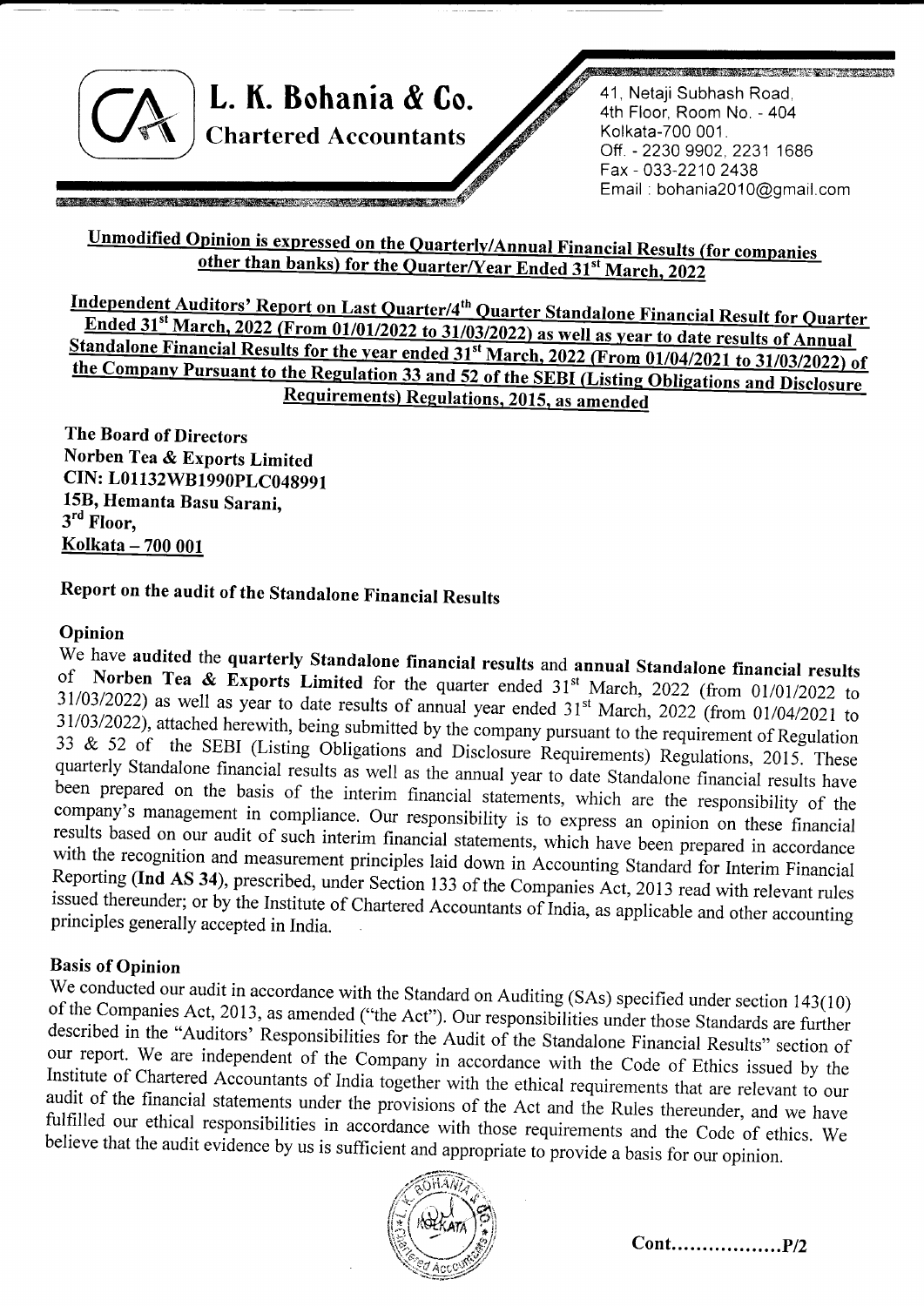# L. K. Bohania & Co.
**Chartered Accountants**

41, Netaji Subhash Road,
4th Floor, Room No. - 404
Kolkata-700 001.
Off. - 2230 9902, 2231 1686
Fax - 033-2210 2438
Email : bohania2010@gmail.com

**Unmodified Opinion is expressed on the Quarterly/Annual Financial Results (for companies other than banks) for the Quarter/Year Ended 31st March, 2022**

**Independent Auditors' Report on Last Quarter/4th Quarter Standalone Financial Result for Quarter Ended 31st March, 2022 (From 01/01/2022 to 31/03/2022) as well as year to date results of Annual Standalone Financial Results for the year ended 31st March, 2022 (From 01/04/2021 to 31/03/2022) of the Company Pursuant to the Regulation 33 and 52 of the SEBI (Listing Obligations and Disclosure Requirements) Regulations, 2015, as amended**

**The Board of Directors**
**Norben Tea & Exports Limited**
**CIN: L01132WB1990PLC048991**
**15B, Hemanta Basu Sarani,**
**3rd Floor,**
**Kolkata – 700 001**

## Report on the audit of the Standalone Financial Results

### Opinion

We have **audited** the **quarterly Standalone financial results** and **annual Standalone financial results** of **Norben Tea & Exports Limited** for the quarter ended 31st March, 2022 (from 01/01/2022 to 31/03/2022) as well as year to date results of annual year ended 31st March, 2022 (from 01/04/2021 to 31/03/2022), attached herewith, being submitted by the company pursuant to the requirement of Regulation 33 & 52 of the SEBI (Listing Obligations and Disclosure Requirements) Regulations, 2015. These quarterly Standalone financial results as well as the annual year to date Standalone financial results have been prepared on the basis of the interim financial statements, which are the responsibility of the company's management in compliance. Our responsibility is to express an opinion on these financial results based on our audit of such interim financial statements, which have been prepared in accordance with the recognition and measurement principles laid down in Accounting Standard for Interim Financial Reporting (**Ind AS 34**), prescribed, under Section 133 of the Companies Act, 2013 read with relevant rules issued thereunder; or by the Institute of Chartered Accountants of India, as applicable and other accounting principles generally accepted in India.

### Basis of Opinion

We conducted our audit in accordance with the Standard on Auditing (SAs) specified under section 143(10) of the Companies Act, 2013, as amended ("the Act"). Our responsibilities under those Standards are further described in the "Auditors' Responsibilities for the Audit of the Standalone Financial Results" section of our report. We are independent of the Company in accordance with the Code of Ethics issued by the Institute of Chartered Accountants of India together with the ethical requirements that are relevant to our audit of the financial statements under the provisions of the Act and the Rules thereunder, and we have fulfilled our ethical responsibilities in accordance with those requirements and the Code of ethics. We believe that the audit evidence by us is sufficient and appropriate to provide a basis for our opinion.

**Cont.................P/2**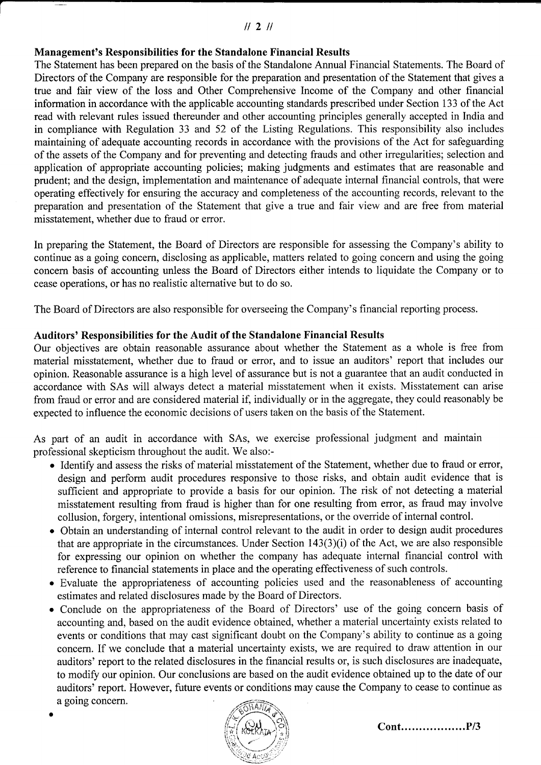## Management's Responsibilities for the Standalone Financial Results

The Statement has been prepared on the basis of the Standalone Annual Financial Statements. The Board of Directors of the Company are responsible for the preparation and presentation of the Statement that gives a true and fair view of the loss and Other Comprehensive Income of the Company and other financial information in accordance with the applicable accounting standards prescribed under Section 133 of the Act read with relevant rules issued thereunder and other accounting principles generally accepted in India and in compliance with Regulation 33 and 52 of the Listing Regulations. This responsibility also includes maintaining of adequate accounting records in accordance with the provisions of the Act for safeguarding of the assets of the Company and for preventing and detecting frauds and other irregularities; selection and application of appropriate accounting policies; making judgments and estimates that are reasonable and prudent; and the design, implementation and maintenance of adequate internal financial controls, that were operating effectively for ensuring the accuracy and completeness of the accounting records, relevant to the preparation and presentation of the Statement that give a true and fair view and are free from material misstatement, whether due to fraud or error.

In preparing the Statement, the Board of Directors are responsible for assessing the Company's ability to continue as a going concern, disclosing as applicable, matters related to going concern and using the going concern basis of accounting unless the Board of Directors either intends to liquidate the Company or to cease operations, or has no realistic alternative but to do so.

The Board of Directors are also responsible for overseeing the Company's financial reporting process.

## Auditors' Responsibilities for the Audit of the Standalone Financial Results

Our objectives are obtain reasonable assurance about whether the Statement as a whole is free from material misstatement, whether due to fraud or error, and to issue an auditors' report that includes our opinion. Reasonable assurance is a high level of assurance but is not a guarantee that an audit conducted in accordance with SAs will always detect a material misstatement when it exists. Misstatement can arise from fraud or error and are considered material if, individually or in the aggregate, they could reasonably be expected to influence the economic decisions of users taken on the basis of the Statement.

As part of an audit in accordance with SAs, we exercise professional judgment and maintain professional skepticism throughout the audit. We also:-

- Identify and assess the risks of material misstatement of the Statement, whether due to fraud or error, design and perform audit procedures responsive to those risks, and obtain audit evidence that is sufficient and appropriate to provide a basis for our opinion. The risk of not detecting a material misstatement resulting from fraud is higher than for one resulting from error, as fraud may involve collusion, forgery, intentional omissions, misrepresentations, or the override of internal control.
- Obtain an understanding of internal control relevant to the audit in order to design audit procedures that are appropriate in the circumstances. Under Section 143(3)(i) of the Act, we are also responsible for expressing our opinion on whether the company has adequate internal financial control with reference to financial statements in place and the operating effectiveness of such controls.
- Evaluate the appropriateness of accounting policies used and the reasonableness of accounting estimates and related disclosures made by the Board of Directors.
- Conclude on the appropriateness of the Board of Directors' use of the going concern basis of accounting and, based on the audit evidence obtained, whether a material uncertainty exists related to events or conditions that may cast significant doubt on the Company's ability to continue as a going concern. If we conclude that a material uncertainty exists, we are required to draw attention in our auditors' report to the related disclosures in the financial results or, is such disclosures are inadequate, to modify our opinion. Our conclusions are based on the audit evidence obtained up to the date of our auditors' report. However, future events or conditions may cause the Company to cease to continue as a going concern.

Cont.................P/3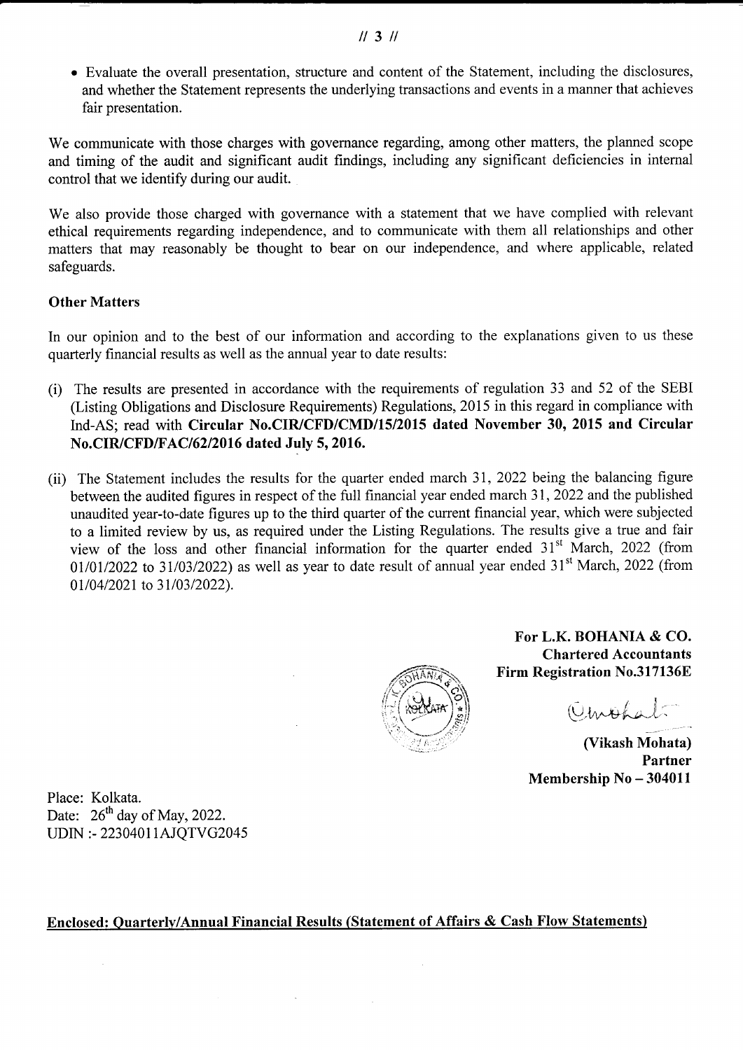- Evaluate the overall presentation, structure and content of the Statement, including the disclosures, and whether the Statement represents the underlying transactions and events in a manner that achieves fair presentation.

We communicate with those charges with governance regarding, among other matters, the planned scope and timing of the audit and significant audit findings, including any significant deficiencies in internal control that we identify during our audit.

We also provide those charged with governance with a statement that we have complied with relevant ethical requirements regarding independence, and to communicate with them all relationships and other matters that may reasonably be thought to bear on our independence, and where applicable, related safeguards.

**Other Matters**

In our opinion and to the best of our information and according to the explanations given to us these quarterly financial results as well as the annual year to date results:

(i) The results are presented in accordance with the requirements of regulation 33 and 52 of the SEBI (Listing Obligations and Disclosure Requirements) Regulations, 2015 in this regard in compliance with Ind-AS; read with **Circular No.CIR/CFD/CMD/15/2015 dated November 30, 2015 and Circular No.CIR/CFD/FAC/62/2016 dated July 5, 2016.**

(ii) The Statement includes the results for the quarter ended march 31, 2022 being the balancing figure between the audited figures in respect of the full financial year ended march 31, 2022 and the published unaudited year-to-date figures up to the third quarter of the current financial year, which were subjected to a limited review by us, as required under the Listing Regulations. The results give a true and fair view of the loss and other financial information for the quarter ended 31st March, 2022 (from 01/01/2022 to 31/03/2022) as well as year to date result of annual year ended 31st March, 2022 (from 01/04/2021 to 31/03/2022).

**For L.K. BOHANIA & CO.**
**Chartered Accountants**
**Firm Registration No.317136E**

**(Vikash Mohata)**
**Partner**
**Membership No – 304011**

Place: Kolkata.
Date: 26th day of May, 2022.
UDIN :- 22304011AJQTVG2045

**Enclosed: Quarterly/Annual Financial Results (Statement of Affairs & Cash Flow Statements)**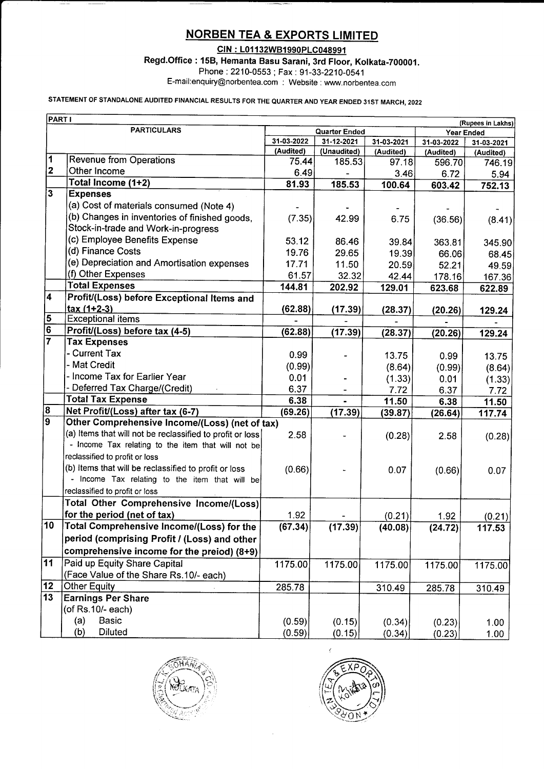# NORBEN TEA & EXPORTS LIMITED

**CIN : L01132WB1990PLC048991**

**Regd.Office : 15B, Hemanta Basu Sarani, 3rd Floor, Kolkata-700001.**

Phone : 2210-0553 ; Fax : 91-33-2210-0541

E-mail:enquiry@norbentea.com : Website : www.norbentea.com

**STATEMENT OF STANDALONE AUDITED FINANCIAL RESULTS FOR THE QUARTER AND YEAR ENDED 31ST MARCH, 2022**

**PART I** (Rupees in Lakhs)

| | PARTICULARS | Quarter Ended | | | Year Ended | |
|---|---|---|---|---|---|---|
| | | 31-03-2022 | 31-12-2021 | 31-03-2021 | 31-03-2022 | 31-03-2021 |
| | | (Audited) | (Unaudited) | (Audited) | (Audited) | (Audited) |
| 1 | Revenue from Operations | 75.44 | 185.53 | 97.18 | 596.70 | 746.19 |
| 2 | Other Income | 6.49 | - | 3.46 | 6.72 | 5.94 |
| | **Total Income (1+2)** | **81.93** | **185.53** | **100.64** | **603.42** | **752.13** |
| 3 | **Expenses** | | | | | |
| | (a) Cost of materials consumed (Note 4) | - | - | - | - | - |
| | (b) Changes in inventories of finished goods, Stock-in-trade and Work-in-progress | (7.35) | 42.99 | 6.75 | (36.56) | (8.41) |
| | (c) Employee Benefits Expense | 53.12 | 86.46 | 39.84 | 363.81 | 345.90 |
| | (d) Finance Costs | 19.76 | 29.65 | 19.39 | 66.06 | 68.45 |
| | (e) Depreciation and Amortisation expenses | 17.71 | 11.50 | 20.59 | 52.21 | 49.59 |
| | (f) Other Expenses | 61.57 | 32.32 | 42.44 | 178.16 | 167.36 |
| | **Total Expenses** | **144.81** | **202.92** | **129.01** | **623.68** | **622.89** |
| 4 | **Profit/(Loss) before Exceptional Items and tax (1+2-3)** | **(62.88)** | **(17.39)** | **(28.37)** | **(20.26)** | **129.24** |
| 5 | Exceptional items | - | - | - | - | - |
| 6 | **Profit/(Loss) before tax (4-5)** | **(62.88)** | **(17.39)** | **(28.37)** | **(20.26)** | **129.24** |
| 7 | **Tax Expenses** | | | | | |
| | - Current Tax | 0.99 | - | 13.75 | 0.99 | 13.75 |
| | - Mat Credit | (0.99) | | (8.64) | (0.99) | (8.64) |
| | - Income Tax for Earlier Year | 0.01 | - | (1.33) | 0.01 | (1.33) |
| | - Deferred Tax Charge/(Credit) | 6.37 | - | 7.72 | 6.37 | 7.72 |
| | **Total Tax Expense** | **6.38** | **-** | **11.50** | **6.38** | **11.50** |
| 8 | **Net Profit/(Loss) after tax (6-7)** | **(69.26)** | **(17.39)** | **(39.87)** | **(26.64)** | **117.74** |
| 9 | **Other Comprehensive Income/(Loss) (net of tax)** | | | | | |
| | (a) Items that will not be reclassified to profit or loss - Income Tax relating to the item that will not be reclassified to profit or loss | 2.58 | - | (0.28) | 2.58 | (0.28) |
| | (b) Items that will be reclassified to profit or loss - Income Tax relating to the item that will be reclassified to profit or loss | (0.66) | - | 0.07 | (0.66) | 0.07 |
| | **Total Other Comprehensive Income/(Loss) for the period (net of tax)** | 1.92 | - | (0.21) | 1.92 | (0.21) |
| 10 | **Total Comprehensive Income/(Loss) for the period (comprising Profit / (Loss) and other comprehensive income for the preiod) (8+9)** | **(67.34)** | **(17.39)** | **(40.08)** | **(24.72)** | **117.53** |
| 11 | Paid up Equity Share Capital (Face Value of the Share Rs.10/- each) | 1175.00 | 1175.00 | 1175.00 | 1175.00 | 1175.00 |
| 12 | Other Equity | 285.78 | | 310.49 | 285.78 | 310.49 |
| 13 | **Earnings Per Share** (of Rs.10/- each) | | | | | |
| | (a) Basic | (0.59) | (0.15) | (0.34) | (0.23) | 1.00 |
| | (b) Diluted | (0.59) | (0.15) | (0.34) | (0.23) | 1.00 |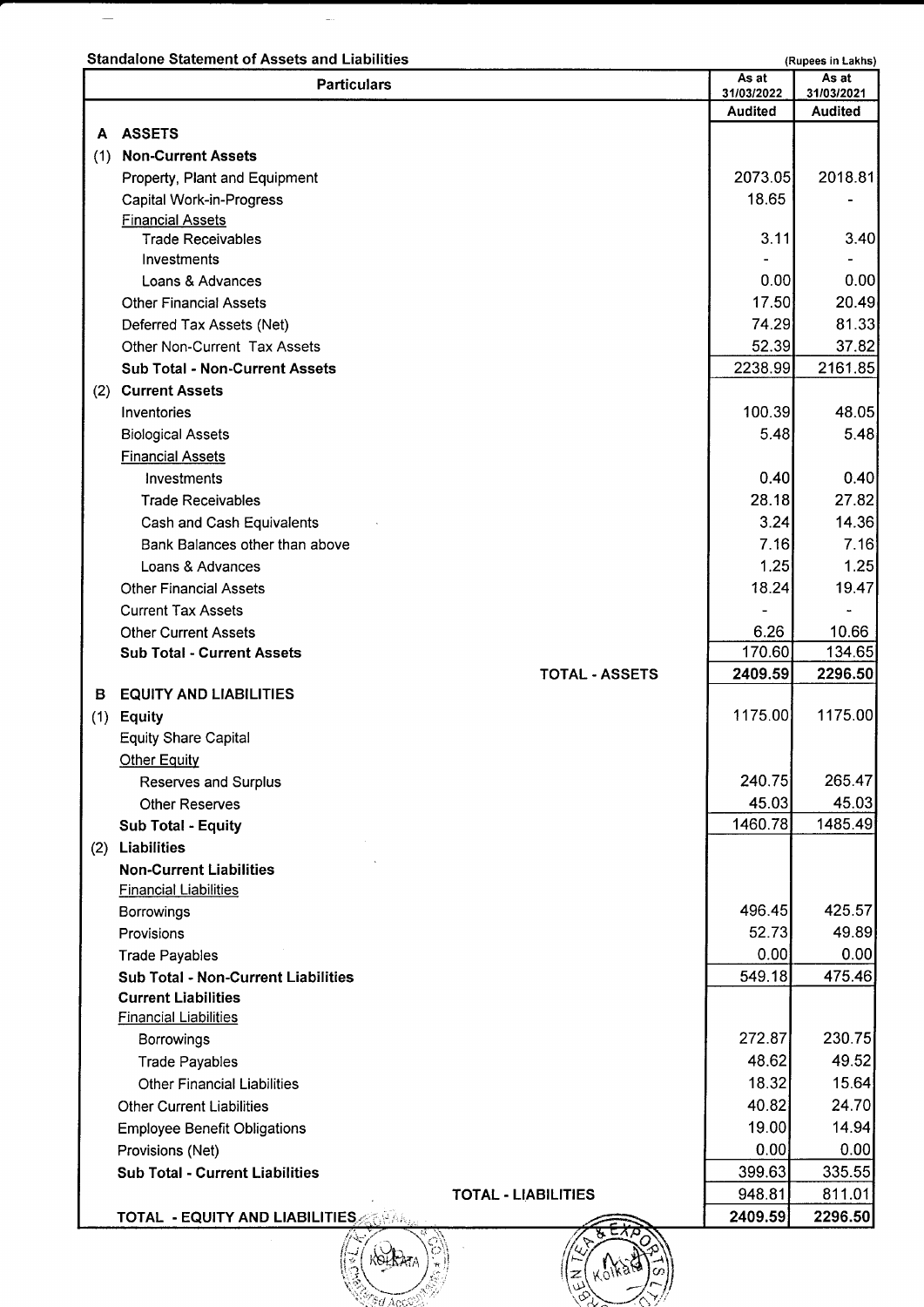**Standalone Statement of Assets and Liabilities**

(Rupees in Lakhs)

| | Particulars | As at 31/03/2022 | As at 31/03/2021 |
|---|---|---|---|
| | | **Audited** | **Audited** |
| **A** | **ASSETS** | | |
| (1) | **Non-Current Assets** | | |
| | Property, Plant and Equipment | 2073.05 | 2018.81 |
| | Capital Work-in-Progress | 18.65 | - |
| | Financial Assets | | |
| | Trade Receivables | 3.11 | 3.40 |
| | Investments | - | - |
| | Loans & Advances | 0.00 | 0.00 |
| | Other Financial Assets | 17.50 | 20.49 |
| | Deferred Tax Assets (Net) | 74.29 | 81.33 |
| | Other Non-Current Tax Assets | 52.39 | 37.82 |
| | **Sub Total - Non-Current Assets** | 2238.99 | 2161.85 |
| (2) | **Current Assets** | | |
| | Inventories | 100.39 | 48.05 |
| | Biological Assets | 5.48 | 5.48 |
| | Financial Assets | | |
| | Investments | 0.40 | 0.40 |
| | Trade Receivables | 28.18 | 27.82 |
| | Cash and Cash Equivalents | 3.24 | 14.36 |
| | Bank Balances other than above | 7.16 | 7.16 |
| | Loans & Advances | 1.25 | 1.25 |
| | Other Financial Assets | 18.24 | 19.47 |
| | Current Tax Assets | - | - |
| | Other Current Assets | 6.26 | 10.66 |
| | **Sub Total - Current Assets** | 170.60 | 134.65 |
| | **TOTAL - ASSETS** | **2409.59** | **2296.50** |
| **B** | **EQUITY AND LIABILITIES** | | |
| (1) | **Equity** | 1175.00 | 1175.00 |
| | Equity Share Capital | | |
| | Other Equity | | |
| | Reserves and Surplus | 240.75 | 265.47 |
| | Other Reserves | 45.03 | 45.03 |
| | **Sub Total - Equity** | 1460.78 | 1485.49 |
| (2) | **Liabilities** | | |
| | **Non-Current Liabilities** | | |
| | Financial Liabilities | | |
| | Borrowings | 496.45 | 425.57 |
| | Provisions | 52.73 | 49.89 |
| | Trade Payables | 0.00 | 0.00 |
| | **Sub Total - Non-Current Liabilities** | 549.18 | 475.46 |
| | **Current Liabilities** | | |
| | Financial Liabilities | | |
| | Borrowings | 272.87 | 230.75 |
| | Trade Payables | 48.62 | 49.52 |
| | Other Financial Liabilities | 18.32 | 15.64 |
| | Other Current Liabilities | 40.82 | 24.70 |
| | Employee Benefit Obligations | 19.00 | 14.94 |
| | Provisions (Net) | 0.00 | 0.00 |
| | **Sub Total - Current Liabilities** | 399.63 | 335.55 |
| | **TOTAL - LIABILITIES** | 948.81 | 811.01 |
| | **TOTAL - EQUITY AND LIABILITIES** | **2409.59** | **2296.50** |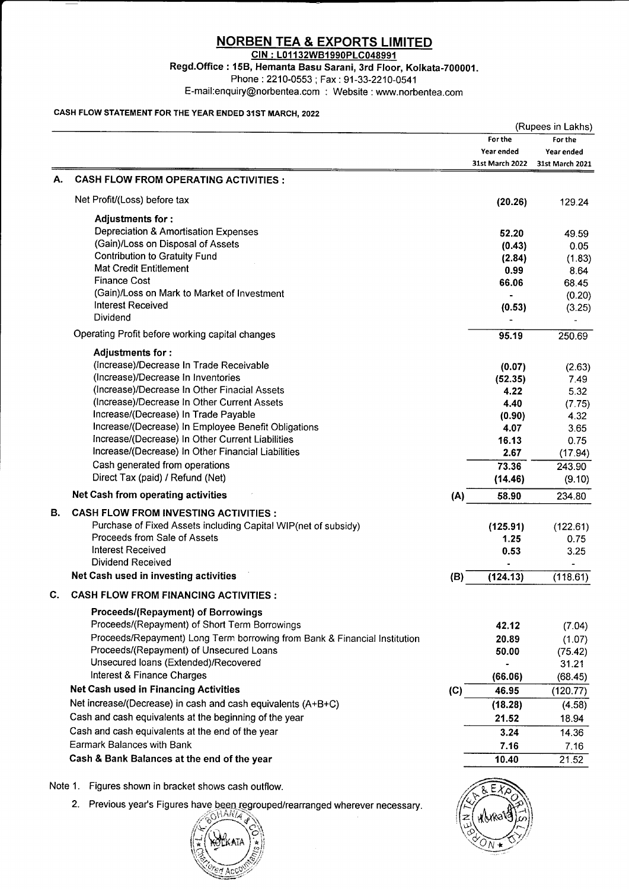# NORBEN TEA & EXPORTS LIMITED

**CIN : L01132WB1990PLC048991**

**Regd.Office : 15B, Hemanta Basu Sarani, 3rd Floor, Kolkata-700001.**

Phone : 2210-0553 ; Fax : 91-33-2210-0541

E-mail:enquiry@norbentea.com : Website : www.norbentea.com

**CASH FLOW STATEMENT FOR THE YEAR ENDED 31ST MARCH, 2022**

(Rupees in Lakhs)

| | | | For the Year ended 31st March 2022 | For the Year ended 31st March 2021 |
|---|---|---|---|---|
| **A.** | **CASH FLOW FROM OPERATING ACTIVITIES :** | | | |
| | Net Profit/(Loss) before tax | | (20.26) | 129.24 |
| | **Adjustments for :** | | | |
| | Depreciation & Amortisation Expenses | | 52.20 | 49.59 |
| | (Gain)/Loss on Disposal of Assets | | (0.43) | 0.05 |
| | Contribution to Gratuity Fund | | (2.84) | (1.83) |
| | Mat Credit Entitlement | | 0.99 | 8.64 |
| | Finance Cost | | 66.06 | 68.45 |
| | (Gain)/Loss on Mark to Market of Investment | | - | (0.20) |
| | Interest Received | | (0.53) | (3.25) |
| | Dividend | | - | - |
| | Operating Profit before working capital changes | | 95.19 | 250.69 |
| | **Adjustments for :** | | | |
| | (Increase)/Decrease In Trade Receivable | | (0.07) | (2.63) |
| | (Increase)/Decrease In Inventories | | (52.35) | 7.49 |
| | (Increase)/Decrease In Other Finacial Assets | | 4.22 | 5.32 |
| | (Increase)/Decrease In Other Current Assets | | 4.40 | (7.75) |
| | Increase/(Decrease) In Trade Payable | | (0.90) | 4.32 |
| | Increase/(Decrease) In Employee Benefit Obligations | | 4.07 | 3.65 |
| | Increase/(Decrease) In Other Current Liabilities | | 16.13 | 0.75 |
| | Increase/(Decrease) In Other Financial Liabilities | | 2.67 | (17.94) |
| | Cash generated from operations | | 73.36 | 243.90 |
| | Direct Tax (paid) / Refund (Net) | | (14.46) | (9.10) |
| | **Net Cash from operating activities** | **(A)** | **58.90** | 234.80 |
| **B.** | **CASH FLOW FROM INVESTING ACTIVITIES :** | | | |
| | Purchase of Fixed Assets including Capital WIP(net of subsidy) | | (125.91) | (122.61) |
| | Proceeds from Sale of Assets | | 1.25 | 0.75 |
| | Interest Received | | 0.53 | 3.25 |
| | Dividend Received | | - | - |
| | **Net Cash used in investing activities** | **(B)** | **(124.13)** | (118.61) |
| **C.** | **CASH FLOW FROM FINANCING ACTIVITIES :** | | | |
| | **Proceeds/(Repayment) of Borrowings** | | | |
| | Proceeds/(Repayment) of Short Term Borrowings | | 42.12 | (7.04) |
| | Proceeds/Repayment) Long Term borrowing from Bank & Financial Institution | | 20.89 | (1.07) |
| | Proceeds/(Repayment) of Unsecured Loans | | 50.00 | (75.42) |
| | Unsecured loans (Extended)/Recovered | | - | 31.21 |
| | Interest & Finance Charges | | (66.06) | (68.45) |
| | **Net Cash used in Financing Activities** | **(C)** | **46.95** | (120.77) |
| | Net increase/(Decrease) in cash and cash equivalents (A+B+C) | | (18.28) | (4.58) |
| | Cash and cash equivalents at the beginning of the year | | 21.52 | 18.94 |
| | Cash and cash equivalents at the end of the year | | 3.24 | 14.36 |
| | Earmark Balances with Bank | | 7.16 | 7.16 |
| | **Cash & Bank Balances at the end of the year** | | **10.40** | 21.52 |

Note 1. Figures shown in bracket shows cash outflow.

2. Previous year's Figures have been regrouped/rearranged wherever necessary.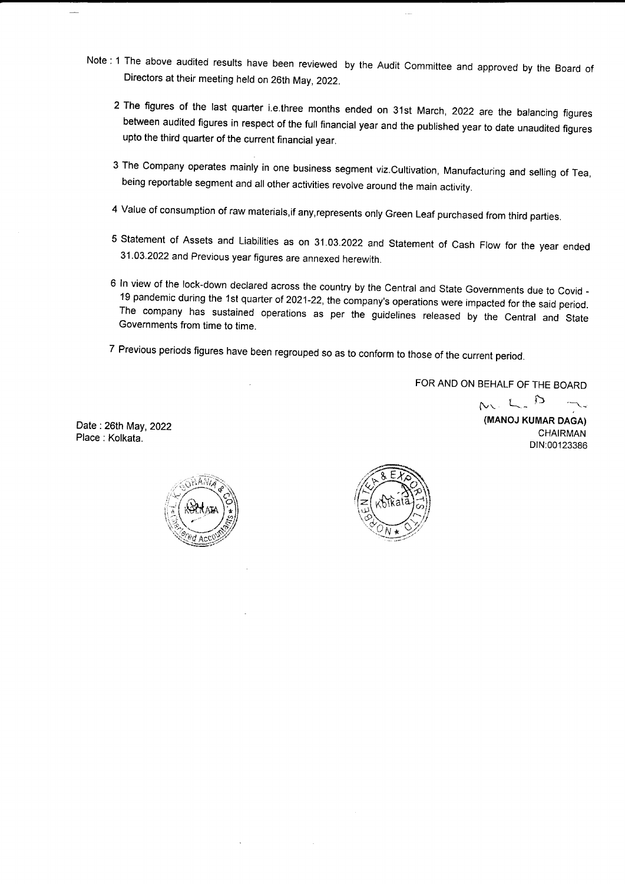Note : 1 The above audited results have been reviewed by the Audit Committee and approved by the Board of Directors at their meeting held on 26th May, 2022.

2 The figures of the last quarter i.e.three months ended on 31st March, 2022 are the balancing figures between audited figures in respect of the full financial year and the published year to date unaudited figures upto the third quarter of the current financial year.

3 The Company operates mainly in one business segment viz.Cultivation, Manufacturing and selling of Tea, being reportable segment and all other activities revolve around the main activity.

4 Value of consumption of raw materials,if any,represents only Green Leaf purchased from third parties.

5 Statement of Assets and Liabilities as on 31.03.2022 and Statement of Cash Flow for the year ended 31.03.2022 and Previous year figures are annexed herewith.

6 In view of the lock-down declared across the country by the Central and State Governments due to Covid - 19 pandemic during the 1st quarter of 2021-22, the company's operations were impacted for the said period. The company has sustained operations as per the guidelines released by the Central and State Governments from time to time.

7 Previous periods figures have been regrouped so as to conform to those of the current period.

FOR AND ON BEHALF OF THE BOARD

**(MANOJ KUMAR DAGA)**
CHAIRMAN
DIN:00123386

Date : 26th May, 2022
Place : Kolkata.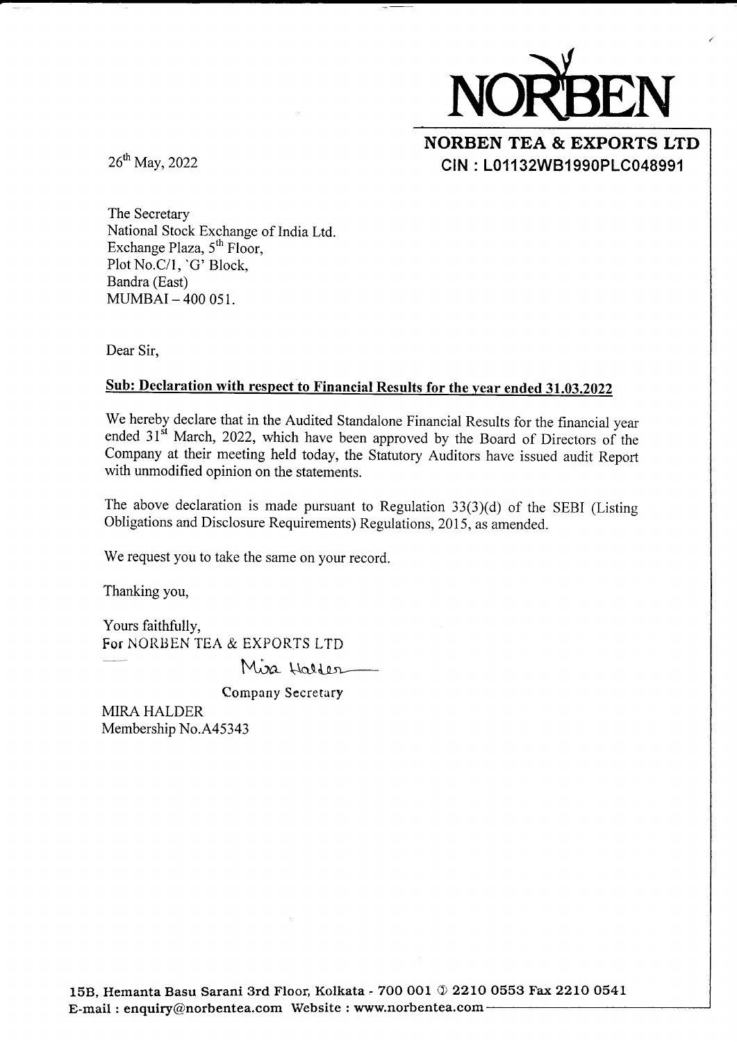NORBEN

**NORBEN TEA & EXPORTS LTD**
**CIN : L01132WB1990PLC048991**

26th May, 2022

The Secretary
National Stock Exchange of India Ltd.
Exchange Plaza, 5th Floor,
Plot No.C/1, 'G' Block,
Bandra (East)
MUMBAI – 400 051.

Dear Sir,

**Sub: Declaration with respect to Financial Results for the year ended 31.03.2022**

We hereby declare that in the Audited Standalone Financial Results for the financial year ended 31st March, 2022, which have been approved by the Board of Directors of the Company at their meeting held today, the Statutory Auditors have issued audit Report with unmodified opinion on the statements.

The above declaration is made pursuant to Regulation 33(3)(d) of the SEBI (Listing Obligations and Disclosure Requirements) Regulations, 2015, as amended.

We request you to take the same on your record.

Thanking you,

Yours faithfully,
For NORBEN TEA & EXPORTS LTD

Mira Halder

Company Secretary

MIRA HALDER
Membership No.A45343

15B, Hemanta Basu Sarani 3rd Floor, Kolkata - 700 001 ✆ 2210 0553 Fax 2210 0541
E-mail : enquiry@norbentea.com Website : www.norbentea.com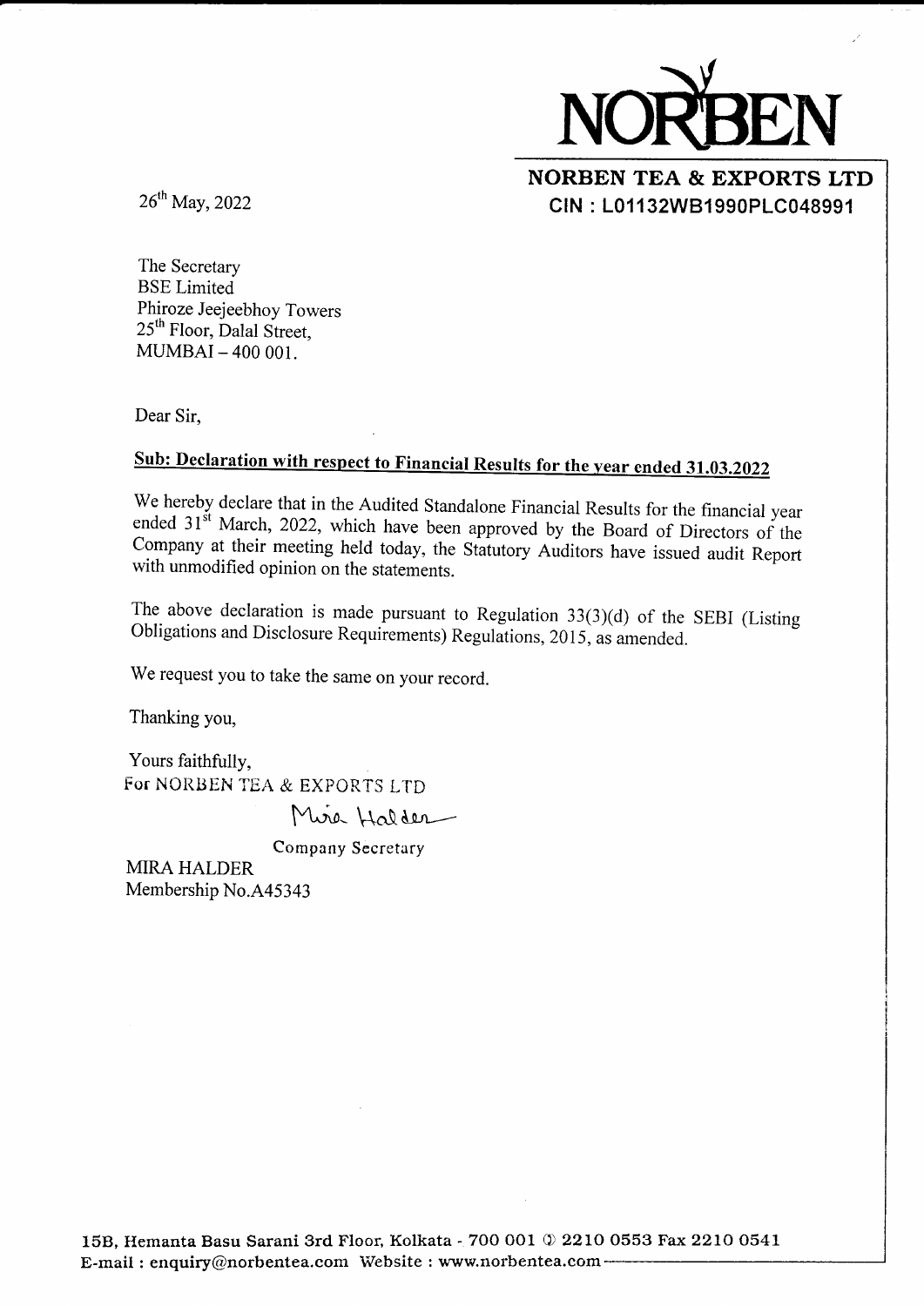**NORBEN**

**NORBEN TEA & EXPORTS LTD**
**CIN : L01132WB1990PLC048991**

26th May, 2022

The Secretary
BSE Limited
Phiroze Jeejeebhoy Towers
25th Floor, Dalal Street,
MUMBAI – 400 001.

Dear Sir,

**Sub: Declaration with respect to Financial Results for the year ended 31.03.2022**

We hereby declare that in the Audited Standalone Financial Results for the financial year ended 31st March, 2022, which have been approved by the Board of Directors of the Company at their meeting held today, the Statutory Auditors have issued audit Report with unmodified opinion on the statements.

The above declaration is made pursuant to Regulation 33(3)(d) of the SEBI (Listing Obligations and Disclosure Requirements) Regulations, 2015, as amended.

We request you to take the same on your record.

Thanking you,

Yours faithfully,
For NORBEN TEA & EXPORTS LTD

Mira Halder

Company Secretary

MIRA HALDER
Membership No.A45343

15B, Hemanta Basu Sarani 3rd Floor, Kolkata - 700 001 ✆ 2210 0553 Fax 2210 0541
E-mail : enquiry@norbentea.com Website : www.norbentea.com